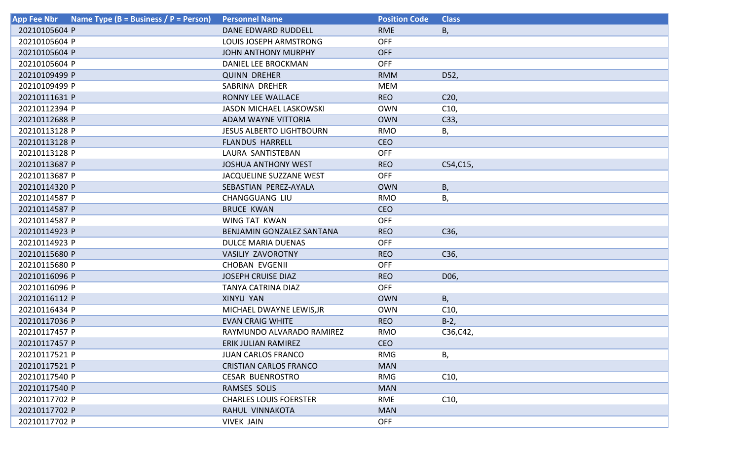| App Fee Nbr | Name Type (B = Business / P = Person) | Personnel Name | Position Code | Class |
|---|---|---|---|---|
| 20210105604 | P | DANE EDWARD RUDDELL | RME | B, |
| 20210105604 | P | LOUIS JOSEPH ARMSTRONG | OFF | |
| 20210105604 | P | JOHN ANTHONY MURPHY | OFF | |
| 20210105604 | P | DANIEL LEE BROCKMAN | OFF | |
| 20210109499 | P | QUINN DREHER | RMM | D52, |
| 20210109499 | P | SABRINA DREHER | MEM | |
| 20210111631 | P | RONNY LEE WALLACE | REO | C20, |
| 20210112394 | P | JASON MICHAEL LASKOWSKI | OWN | C10, |
| 20210112688 | P | ADAM WAYNE VITTORIA | OWN | C33, |
| 20210113128 | P | JESUS ALBERTO LIGHTBOURN | RMO | B, |
| 20210113128 | P | FLANDUS HARRELL | CEO | |
| 20210113128 | P | LAURA SANTISTEBAN | OFF | |
| 20210113687 | P | JOSHUA ANTHONY WEST | REO | C54,C15, |
| 20210113687 | P | JACQUELINE SUZZANE WEST | OFF | |
| 20210114320 | P | SEBASTIAN PEREZ-AYALA | OWN | B, |
| 20210114587 | P | CHANGGUANG LIU | RMO | B, |
| 20210114587 | P | BRUCE KWAN | CEO | |
| 20210114587 | P | WING TAT KWAN | OFF | |
| 20210114923 | P | BENJAMIN GONZALEZ SANTANA | REO | C36, |
| 20210114923 | P | DULCE MARIA DUENAS | OFF | |
| 20210115680 | P | VASILIY ZAVOROTNY | REO | C36, |
| 20210115680 | P | CHOBAN EVGENII | OFF | |
| 20210116096 | P | JOSEPH CRUISE DIAZ | REO | D06, |
| 20210116096 | P | TANYA CATRINA DIAZ | OFF | |
| 20210116112 | P | XINYU YAN | OWN | B, |
| 20210116434 | P | MICHAEL DWAYNE LEWIS,JR | OWN | C10, |
| 20210117036 | P | EVAN CRAIG WHITE | REO | B-2, |
| 20210117457 | P | RAYMUNDO ALVARADO RAMIREZ | RMO | C36,C42, |
| 20210117457 | P | ERIK JULIAN RAMIREZ | CEO | |
| 20210117521 | P | JUAN CARLOS FRANCO | RMG | B, |
| 20210117521 | P | CRISTIAN CARLOS FRANCO | MAN | |
| 20210117540 | P | CESAR BUENROSTRO | RMG | C10, |
| 20210117540 | P | RAMSES SOLIS | MAN | |
| 20210117702 | P | CHARLES LOUIS FOERSTER | RME | C10, |
| 20210117702 | P | RAHUL VINNAKOTA | MAN | |
| 20210117702 | P | VIVEK JAIN | OFF | |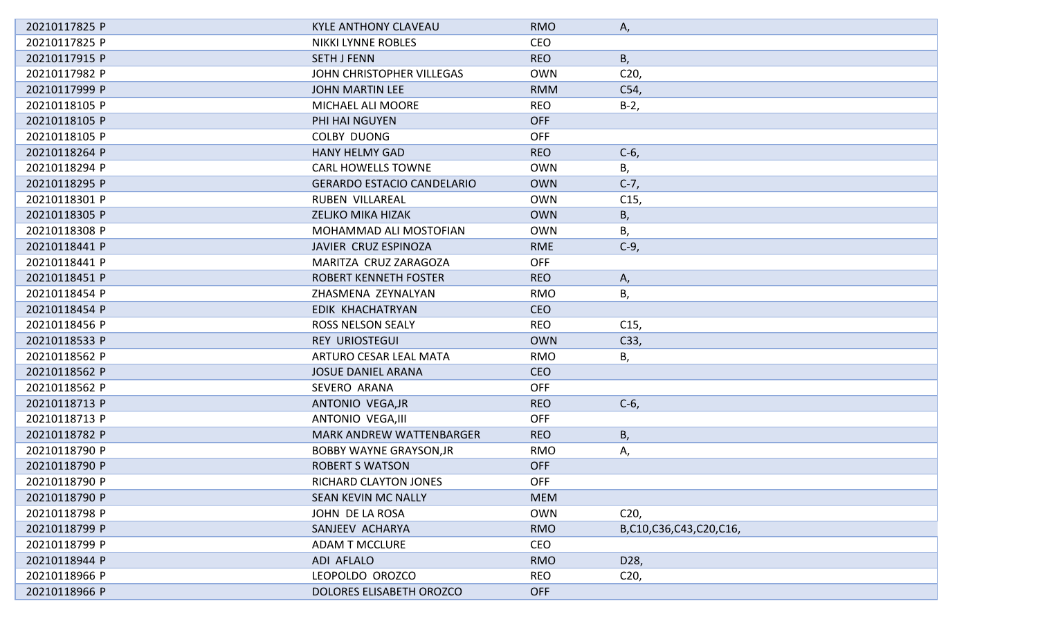| | | | |
|---|---|---|---|
| 20210117825 P | KYLE ANTHONY CLAVEAU | RMO | A, |
| 20210117825 P | NIKKI LYNNE ROBLES | CEO | |
| 20210117915 P | SETH J FENN | REO | B, |
| 20210117982 P | JOHN CHRISTOPHER VILLEGAS | OWN | C20, |
| 20210117999 P | JOHN MARTIN LEE | RMM | C54, |
| 20210118105 P | MICHAEL ALI MOORE | REO | B-2, |
| 20210118105 P | PHI HAI NGUYEN | OFF | |
| 20210118105 P | COLBY DUONG | OFF | |
| 20210118264 P | HANY HELMY GAD | REO | C-6, |
| 20210118294 P | CARL HOWELLS TOWNE | OWN | B, |
| 20210118295 P | GERARDO ESTACIO CANDELARIO | OWN | C-7, |
| 20210118301 P | RUBEN VILLAREAL | OWN | C15, |
| 20210118305 P | ZELJKO MIKA HIZAK | OWN | B, |
| 20210118308 P | MOHAMMAD ALI MOSTOFIAN | OWN | B, |
| 20210118441 P | JAVIER CRUZ ESPINOZA | RME | C-9, |
| 20210118441 P | MARITZA CRUZ ZARAGOZA | OFF | |
| 20210118451 P | ROBERT KENNETH FOSTER | REO | A, |
| 20210118454 P | ZHASMENA ZEYNALYAN | RMO | B, |
| 20210118454 P | EDIK KHACHATRYAN | CEO | |
| 20210118456 P | ROSS NELSON SEALY | REO | C15, |
| 20210118533 P | REY URIOSTEGUI | OWN | C33, |
| 20210118562 P | ARTURO CESAR LEAL MATA | RMO | B, |
| 20210118562 P | JOSUE DANIEL ARANA | CEO | |
| 20210118562 P | SEVERO ARANA | OFF | |
| 20210118713 P | ANTONIO VEGA,JR | REO | C-6, |
| 20210118713 P | ANTONIO VEGA,III | OFF | |
| 20210118782 P | MARK ANDREW WATTENBARGER | REO | B, |
| 20210118790 P | BOBBY WAYNE GRAYSON,JR | RMO | A, |
| 20210118790 P | ROBERT S WATSON | OFF | |
| 20210118790 P | RICHARD CLAYTON JONES | OFF | |
| 20210118790 P | SEAN KEVIN MC NALLY | MEM | |
| 20210118798 P | JOHN DE LA ROSA | OWN | C20, |
| 20210118799 P | SANJEEV ACHARYA | RMO | B,C10,C36,C43,C20,C16, |
| 20210118799 P | ADAM T MCCLURE | CEO | |
| 20210118944 P | ADI AFLALO | RMO | D28, |
| 20210118966 P | LEOPOLDO OROZCO | REO | C20, |
| 20210118966 P | DOLORES ELISABETH OROZCO | OFF | |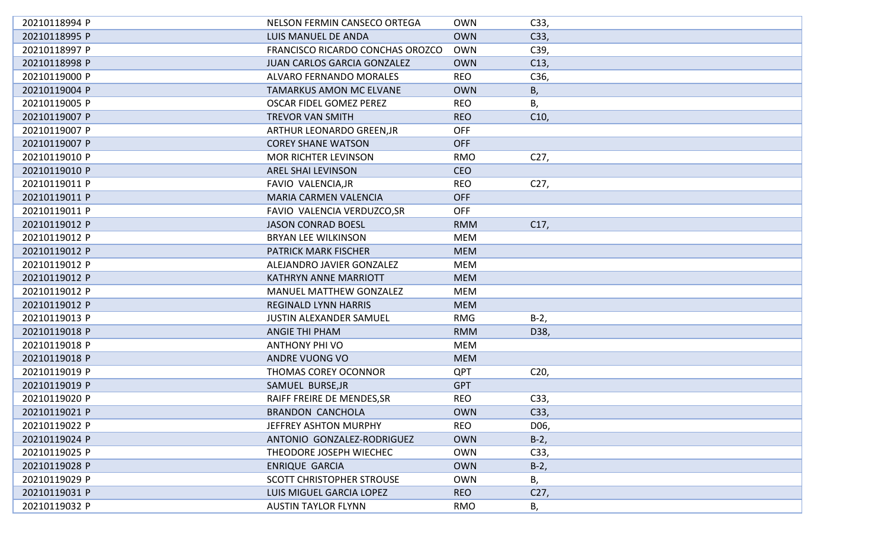| | | | |
|---|---|---|---|
| 20210118994 P | NELSON FERMIN CANSECO ORTEGA | OWN | C33, |
| 20210118995 P | LUIS MANUEL DE ANDA | OWN | C33, |
| 20210118997 P | FRANCISCO RICARDO CONCHAS OROZCO | OWN | C39, |
| 20210118998 P | JUAN CARLOS GARCIA GONZALEZ | OWN | C13, |
| 20210119000 P | ALVARO FERNANDO MORALES | REO | C36, |
| 20210119004 P | TAMARKUS AMON MC ELVANE | OWN | B, |
| 20210119005 P | OSCAR FIDEL GOMEZ PEREZ | REO | B, |
| 20210119007 P | TREVOR VAN SMITH | REO | C10, |
| 20210119007 P | ARTHUR LEONARDO GREEN,JR | OFF | |
| 20210119007 P | COREY SHANE WATSON | OFF | |
| 20210119010 P | MOR RICHTER LEVINSON | RMO | C27, |
| 20210119010 P | AREL SHAI LEVINSON | CEO | |
| 20210119011 P | FAVIO VALENCIA,JR | REO | C27, |
| 20210119011 P | MARIA CARMEN VALENCIA | OFF | |
| 20210119011 P | FAVIO VALENCIA VERDUZCO,SR | OFF | |
| 20210119012 P | JASON CONRAD BOESL | RMM | C17, |
| 20210119012 P | BRYAN LEE WILKINSON | MEM | |
| 20210119012 P | PATRICK MARK FISCHER | MEM | |
| 20210119012 P | ALEJANDRO JAVIER GONZALEZ | MEM | |
| 20210119012 P | KATHRYN ANNE MARRIOTT | MEM | |
| 20210119012 P | MANUEL MATTHEW GONZALEZ | MEM | |
| 20210119012 P | REGINALD LYNN HARRIS | MEM | |
| 20210119013 P | JUSTIN ALEXANDER SAMUEL | RMG | B-2, |
| 20210119018 P | ANGIE THI PHAM | RMM | D38, |
| 20210119018 P | ANTHONY PHI VO | MEM | |
| 20210119018 P | ANDRE VUONG VO | MEM | |
| 20210119019 P | THOMAS COREY OCONNOR | QPT | C20, |
| 20210119019 P | SAMUEL BURSE,JR | GPT | |
| 20210119020 P | RAIFF FREIRE DE MENDES,SR | REO | C33, |
| 20210119021 P | BRANDON CANCHOLA | OWN | C33, |
| 20210119022 P | JEFFREY ASHTON MURPHY | REO | D06, |
| 20210119024 P | ANTONIO GONZALEZ-RODRIGUEZ | OWN | B-2, |
| 20210119025 P | THEODORE JOSEPH WIECHEC | OWN | C33, |
| 20210119028 P | ENRIQUE GARCIA | OWN | B-2, |
| 20210119029 P | SCOTT CHRISTOPHER STROUSE | OWN | B, |
| 20210119031 P | LUIS MIGUEL GARCIA LOPEZ | REO | C27, |
| 20210119032 P | AUSTIN TAYLOR FLYNN | RMO | B, |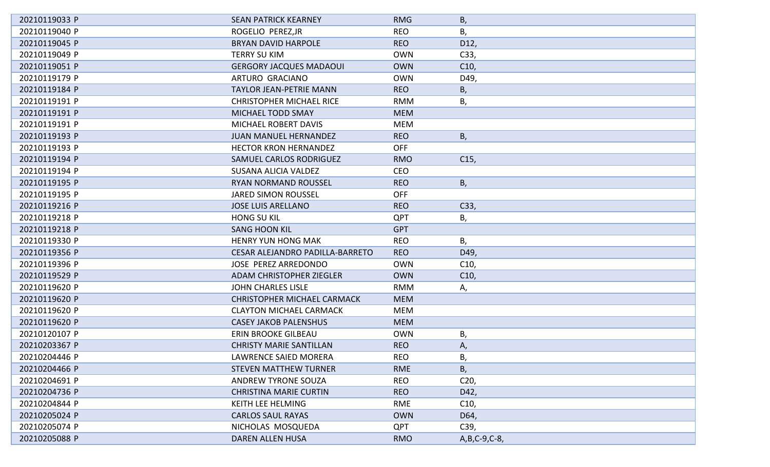| | | | |
|---|---|---|---|
| 20210119033 P | SEAN PATRICK KEARNEY | RMG | B, |
| 20210119040 P | ROGELIO PEREZ,JR | REO | B, |
| 20210119045 P | BRYAN DAVID HARPOLE | REO | D12, |
| 20210119049 P | TERRY SU KIM | OWN | C33, |
| 20210119051 P | GERGORY JACQUES MADAOUI | OWN | C10, |
| 20210119179 P | ARTURO GRACIANO | OWN | D49, |
| 20210119184 P | TAYLOR JEAN-PETRIE MANN | REO | B, |
| 20210119191 P | CHRISTOPHER MICHAEL RICE | RMM | B, |
| 20210119191 P | MICHAEL TODD SMAY | MEM | |
| 20210119191 P | MICHAEL ROBERT DAVIS | MEM | |
| 20210119193 P | JUAN MANUEL HERNANDEZ | REO | B, |
| 20210119193 P | HECTOR KRON HERNANDEZ | OFF | |
| 20210119194 P | SAMUEL CARLOS RODRIGUEZ | RMO | C15, |
| 20210119194 P | SUSANA ALICIA VALDEZ | CEO | |
| 20210119195 P | RYAN NORMAND ROUSSEL | REO | B, |
| 20210119195 P | JARED SIMON ROUSSEL | OFF | |
| 20210119216 P | JOSE LUIS ARELLANO | REO | C33, |
| 20210119218 P | HONG SU KIL | QPT | B, |
| 20210119218 P | SANG HOON KIL | GPT | |
| 20210119330 P | HENRY YUN HONG MAK | REO | B, |
| 20210119356 P | CESAR ALEJANDRO PADILLA-BARRETO | REO | D49, |
| 20210119396 P | JOSE PEREZ ARREDONDO | OWN | C10, |
| 20210119529 P | ADAM CHRISTOPHER ZIEGLER | OWN | C10, |
| 20210119620 P | JOHN CHARLES LISLE | RMM | A, |
| 20210119620 P | CHRISTOPHER MICHAEL CARMACK | MEM | |
| 20210119620 P | CLAYTON MICHAEL CARMACK | MEM | |
| 20210119620 P | CASEY JAKOB PALENSHUS | MEM | |
| 20210120107 P | ERIN BROOKE GILBEAU | OWN | B, |
| 20210203367 P | CHRISTY MARIE SANTILLAN | REO | A, |
| 20210204446 P | LAWRENCE SAIED MORERA | REO | B, |
| 20210204466 P | STEVEN MATTHEW TURNER | RME | B, |
| 20210204691 P | ANDREW TYRONE SOUZA | REO | C20, |
| 20210204736 P | CHRISTINA MARIE CURTIN | REO | D42, |
| 20210204844 P | KEITH LEE HELMING | RME | C10, |
| 20210205024 P | CARLOS SAUL RAYAS | OWN | D64, |
| 20210205074 P | NICHOLAS MOSQUEDA | QPT | C39, |
| 20210205088 P | DAREN ALLEN HUSA | RMO | A,B,C-9,C-8, |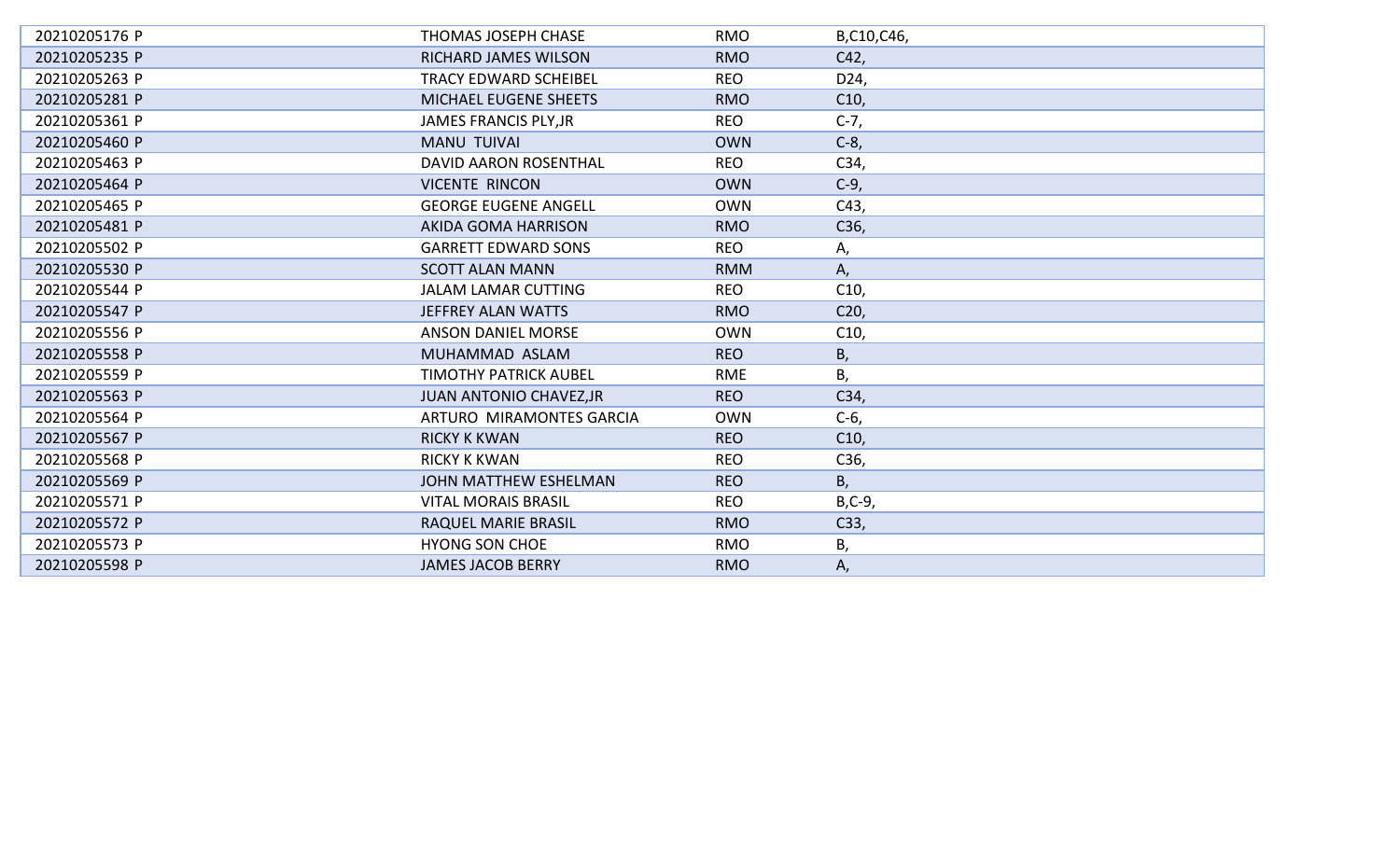| | | | |
|---|---|---|---|
| 20210205176 P | THOMAS JOSEPH CHASE | RMO | B,C10,C46, |
| 20210205235 P | RICHARD JAMES WILSON | RMO | C42, |
| 20210205263 P | TRACY EDWARD SCHEIBEL | REO | D24, |
| 20210205281 P | MICHAEL EUGENE SHEETS | RMO | C10, |
| 20210205361 P | JAMES FRANCIS PLY,JR | REO | C-7, |
| 20210205460 P | MANU TUIVAI | OWN | C-8, |
| 20210205463 P | DAVID AARON ROSENTHAL | REO | C34, |
| 20210205464 P | VICENTE RINCON | OWN | C-9, |
| 20210205465 P | GEORGE EUGENE ANGELL | OWN | C43, |
| 20210205481 P | AKIDA GOMA HARRISON | RMO | C36, |
| 20210205502 P | GARRETT EDWARD SONS | REO | A, |
| 20210205530 P | SCOTT ALAN MANN | RMM | A, |
| 20210205544 P | JALAM LAMAR CUTTING | REO | C10, |
| 20210205547 P | JEFFREY ALAN WATTS | RMO | C20, |
| 20210205556 P | ANSON DANIEL MORSE | OWN | C10, |
| 20210205558 P | MUHAMMAD ASLAM | REO | B, |
| 20210205559 P | TIMOTHY PATRICK AUBEL | RME | B, |
| 20210205563 P | JUAN ANTONIO CHAVEZ,JR | REO | C34, |
| 20210205564 P | ARTURO MIRAMONTES GARCIA | OWN | C-6, |
| 20210205567 P | RICKY K KWAN | REO | C10, |
| 20210205568 P | RICKY K KWAN | REO | C36, |
| 20210205569 P | JOHN MATTHEW ESHELMAN | REO | B, |
| 20210205571 P | VITAL MORAIS BRASIL | REO | B,C-9, |
| 20210205572 P | RAQUEL MARIE BRASIL | RMO | C33, |
| 20210205573 P | HYONG SON CHOE | RMO | B, |
| 20210205598 P | JAMES JACOB BERRY | RMO | A, |